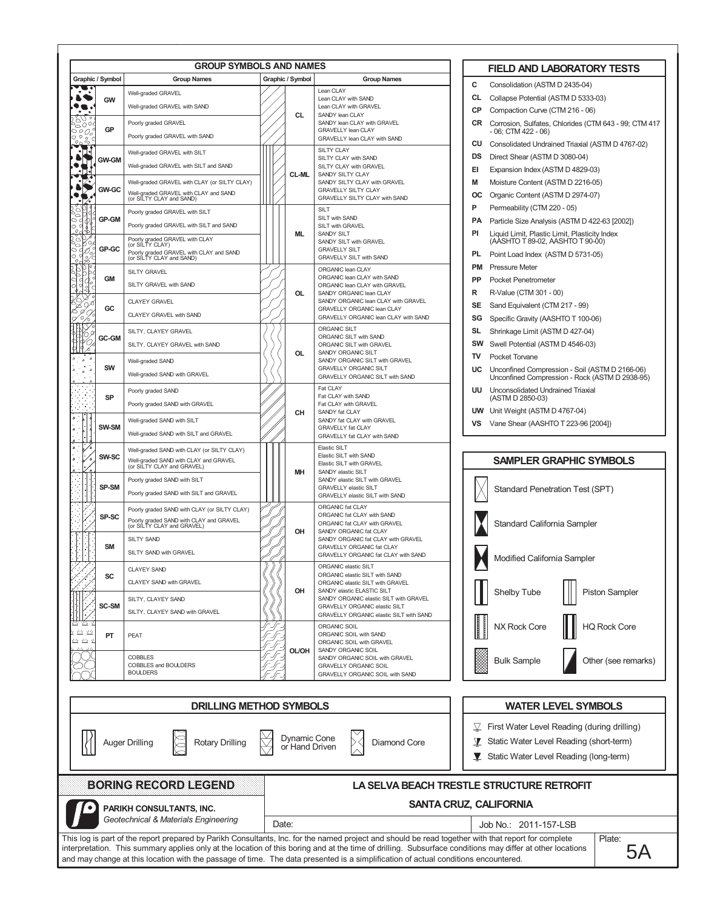## GROUP SYMBOLS AND NAMES

| Graphic / Symbol | Group Names | Graphic / Symbol | Group Names |
|---|---|---|---|
| GW | Well-graded GRAVEL<br>Well-graded GRAVEL with SAND | CL | Lean CLAY<br>Lean CLAY with SAND<br>Lean CLAY with GRAVEL<br>SANDY lean CLAY<br>SANDY lean CLAY with GRAVEL<br>GRAVELLY lean CLAY<br>GRAVELLY lean CLAY with SAND |
| GP | Poorly graded GRAVEL<br>Poorly graded GRAVEL with SAND | | |
| GW-GM | Well-graded GRAVEL with SILT<br>Well-graded GRAVEL with SILT and SAND | CL-ML | SILTY CLAY<br>SILTY CLAY with SAND<br>SILTY CLAY with GRAVEL<br>SANDY SILTY CLAY<br>SANDY SILTY CLAY with GRAVEL<br>GRAVELLY SILTY CLAY<br>GRAVELLY SILTY CLAY with SAND |
| GW-GC | Well-graded GRAVEL with CLAY (or SILTY CLAY)<br>Well-graded GRAVEL with CLAY and SAND (or SILTY CLAY and SAND) | | |
| GP-GM | Poorly graded GRAVEL with SILT<br>Poorly graded GRAVEL with SILT and SAND | ML | SILT<br>SILT with SAND<br>SILT with GRAVEL<br>SANDY SILT<br>SANDY SILT with GRAVEL<br>GRAVELLY SILT<br>GRAVELLY SILT with SAND |
| GP-GC | Poorly graded GRAVEL with CLAY (or SILTY CLAY)<br>Poorly graded GRAVEL with CLAY and SAND (or SILTY CLAY and SAND) | | |
| GM | SILTY GRAVEL<br>SILTY GRAVEL with SAND | OL | ORGANIC lean CLAY<br>ORGANIC lean CLAY with SAND<br>ORGANIC lean CLAY with GRAVEL<br>SANDY ORGANIC lean CLAY<br>SANDY ORGANIC lean CLAY with GRAVEL<br>GRAVELLY ORGANIC lean CLAY<br>GRAVELLY ORGANIC lean CLAY with SAND |
| GC | CLAYEY GRAVEL<br>CLAYEY GRAVEL with SAND | | |
| GC-GM | SILTY, CLAYEY GRAVEL<br>SILTY, CLAYEY GRAVEL with SAND | OL | ORGANIC SILT<br>ORGANIC SILT with SAND<br>ORGANIC SILT with GRAVEL<br>SANDY ORGANIC SILT<br>SANDY ORGANIC SILT with GRAVEL<br>GRAVELLY ORGANIC SILT<br>GRAVELLY ORGANIC SILT with SAND |
| SW | Well-graded SAND<br>Well-graded SAND with GRAVEL | | |
| SP | Poorly graded SAND<br>Poorly graded SAND with GRAVEL | CH | Fat CLAY<br>Fat CLAY with SAND<br>Fat CLAY with GRAVEL<br>SANDY fat CLAY<br>SANDY fat CLAY with GRAVEL<br>GRAVELLY fat CLAY<br>GRAVELLY fat CLAY with SAND |
| SW-SM | Well-graded SAND with SILT<br>Well-graded SAND with SILT and GRAVEL | | |
| SW-SC | Well-graded SAND with CLAY (or SILTY CLAY)<br>Well-graded SAND with CLAY and GRAVEL (or SILTY CLAY and GRAVEL) | MH | Elastic SILT<br>Elastic SILT with SAND<br>Elastic SILT with GRAVEL<br>SANDY elastic SILT<br>SANDY elastic SILT with GRAVEL<br>GRAVELLY elastic SILT<br>GRAVELLY elastic SILT with SAND |
| SP-SM | Poorly graded SAND with SILT<br>Poorly graded SAND with SILT and GRAVEL | | |
| SP-SC | Poorly graded SAND with CLAY (or SILTY CLAY)<br>Poorly graded SAND with CLAY and GRAVEL (or SILTY CLAY and GRAVEL) | OH | ORGANIC fat CLAY<br>ORGANIC fat CLAY with SAND<br>ORGANIC fat CLAY with GRAVEL<br>SANDY ORGANIC fat CLAY<br>SANDY ORGANIC fat CLAY with GRAVEL<br>GRAVELLY ORGANIC fat CLAY<br>GRAVELLY ORGANIC fat CLAY with SAND |
| SM | SILTY SAND<br>SILTY SAND with GRAVEL | | |
| SC | CLAYEY SAND<br>CLAYEY SAND with GRAVEL | OH | ORGANIC elastic SILT<br>ORGANIC elastic SILT with SAND<br>ORGANIC elastic SILT with GRAVEL<br>SANDY elastic ELASTIC SILT<br>SANDY ORGANIC elastic SILT with GRAVEL<br>GRAVELLY ORGANIC elastic SILT<br>GRAVELLY ORGANIC elastic SILT with SAND |
| SC-SM | SILTY, CLAYEY SAND<br>SILTY, CLAYEY SAND with GRAVEL | | |
| PT | PEAT | OL/OH | ORGANIC SOIL<br>ORGANIC SOIL with SAND<br>ORGANIC SOIL with GRAVEL<br>SANDY ORGANIC SOIL<br>SANDY ORGANIC SOIL with GRAVEL<br>GRAVELLY ORGANIC SOIL<br>GRAVELLY ORGANIC SOIL with SAND |
| | COBBLES<br>COBBLES and BOULDERS<br>BOULDERS | | |

## FIELD AND LABORATORY TESTS

- **C** Consolidation (ASTM D 2435-04)
- **CL** Collapse Potential (ASTM D 5333-03)
- **CP** Compaction Curve (CTM 216 - 06)
- **CR** Corrosion, Sulfates, Chlorides (CTM 643 - 99; CTM 417 - 06; CTM 422 - 06)
- **CU** Consolidated Undrained Triaxial (ASTM D 4767-02)
- **DS** Direct Shear (ASTM D 3080-04)
- **EI** Expansion Index (ASTM D 4829-03)
- **M** Moisture Content (ASTM D 2216-05)
- **OC** Organic Content (ASTM D 2974-07)
- **P** Permeability (CTM 220 - 05)
- **PA** Particle Size Analysis (ASTM D 422-63 [2002])
- **PI** Liquid Limit, Plastic Limit, Plasticity Index (AASHTO T 89-02, AASHTO T 90-00)
- **PL** Point Load Index (ASTM D 5731-05)
- **PM** Pressure Meter
- **PP** Pocket Penetrometer
- **R** R-Value (CTM 301 - 00)
- **SE** Sand Equivalent (CTM 217 - 99)
- **SG** Specific Gravity (AASHTO T 100-06)
- **SL** Shrinkage Limit (ASTM D 427-04)
- **SW** Swell Potential (ASTM D 4546-03)
- **TV** Pocket Torvane
- **UC** Unconfined Compression - Soil (ASTM D 2166-06) Unconfined Compression - Rock (ASTM D 2938-95)
- **UU** Unconsolidated Undrained Triaxial (ASTM D 2850-03)
- **UW** Unit Weight (ASTM D 4767-04)
- **VS** Vane Shear (AASHTO T 223-96 [2004])

## SAMPLER GRAPHIC SYMBOLS

- Standard Penetration Test (SPT)
- Standard California Sampler
- Modified California Sampler
- Shelby Tube
- Piston Sampler
- NX Rock Core
- HQ Rock Core
- Bulk Sample
- Other (see remarks)

## DRILLING METHOD SYMBOLS

- Auger Drilling
- Rotary Drilling
- Dynamic Cone or Hand Driven
- Diamond Core

## WATER LEVEL SYMBOLS

- First Water Level Reading (during drilling)
- Static Water Level Reading (short-term)
- Static Water Level Reading (long-term)

**BORING RECORD LEGEND**

**PARIKH CONSULTANTS, INC.**
*Geotechnical & Materials Engineering*

**LA SELVA BEACH TRESTLE STRUCTURE RETROFIT**

**SANTA CRUZ, CALIFORNIA**

Date:

Job No.: 2011-157-LSB

Plate: 5A

This log is part of the report prepared by Parikh Consultants, Inc. for the named project and should be read together with that report for complete interpretation. This summary applies only at the location of this boring and at the time of drilling. Subsurface conditions may differ at other locations and may change at this location with the passage of time. The data presented is a simplification of actual conditions encountered.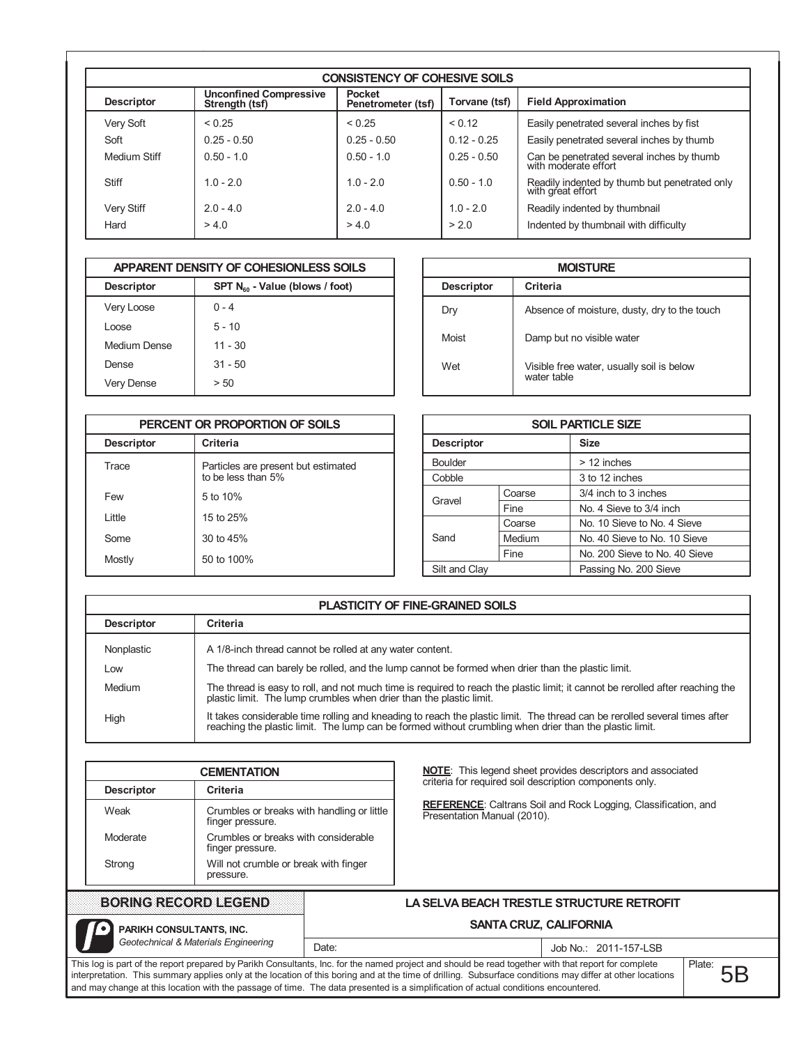## CONSISTENCY OF COHESIVE SOILS

| Descriptor | Unconfined Compressive Strength (tsf) | Pocket Penetrometer (tsf) | Torvane (tsf) | Field Approximation |
|---|---|---|---|---|
| Very Soft | < 0.25 | < 0.25 | < 0.12 | Easily penetrated several inches by fist |
| Soft | 0.25 - 0.50 | 0.25 - 0.50 | 0.12 - 0.25 | Easily penetrated several inches by thumb |
| Medium Stiff | 0.50 - 1.0 | 0.50 - 1.0 | 0.25 - 0.50 | Can be penetrated several inches by thumb with moderate effort |
| Stiff | 1.0 - 2.0 | 1.0 - 2.0 | 0.50 - 1.0 | Readily indented by thumb but penetrated only with great effort |
| Very Stiff | 2.0 - 4.0 | 2.0 - 4.0 | 1.0 - 2.0 | Readily indented by thumbnail |
| Hard | > 4.0 | > 4.0 | > 2.0 | Indented by thumbnail with difficulty |

## APPARENT DENSITY OF COHESIONLESS SOILS

| Descriptor | SPT $N_{60}$ - Value (blows / foot) |
|---|---|
| Very Loose | 0 - 4 |
| Loose | 5 - 10 |
| Medium Dense | 11 - 30 |
| Dense | 31 - 50 |
| Very Dense | > 50 |

## MOISTURE

| Descriptor | Criteria |
|---|---|
| Dry | Absence of moisture, dusty, dry to the touch |
| Moist | Damp but no visible water |
| Wet | Visible free water, usually soil is below water table |

## PERCENT OR PROPORTION OF SOILS

| Descriptor | Criteria |
|---|---|
| Trace | Particles are present but estimated to be less than 5% |
| Few | 5 to 10% |
| Little | 15 to 25% |
| Some | 30 to 45% |
| Mostly | 50 to 100% |

## SOIL PARTICLE SIZE

| Descriptor | | Size |
|---|---|---|
| Boulder | | > 12 inches |
| Cobble | | 3 to 12 inches |
| Gravel | Coarse | 3/4 inch to 3 inches |
| | Fine | No. 4 Sieve to 3/4 inch |
| Sand | Coarse | No. 10 Sieve to No. 4 Sieve |
| | Medium | No. 40 Sieve to No. 10 Sieve |
| | Fine | No. 200 Sieve to No. 40 Sieve |
| Silt and Clay | | Passing No. 200 Sieve |

## PLASTICITY OF FINE-GRAINED SOILS

| Descriptor | Criteria |
|---|---|
| Nonplastic | A 1/8-inch thread cannot be rolled at any water content. |
| Low | The thread can barely be rolled, and the lump cannot be formed when drier than the plastic limit. |
| Medium | The thread is easy to roll, and not much time is required to reach the plastic limit; it cannot be rerolled after reaching the plastic limit. The lump crumbles when drier than the plastic limit. |
| High | It takes considerable time rolling and kneading to reach the plastic limit. The thread can be rerolled several times after reaching the plastic limit. The lump can be formed without crumbling when drier than the plastic limit. |

## CEMENTATION

| Descriptor | Criteria |
|---|---|
| Weak | Crumbles or breaks with handling or little finger pressure. |
| Moderate | Crumbles or breaks with considerable finger pressure. |
| Strong | Will not crumble or break with finger pressure. |

**NOTE**: This legend sheet provides descriptors and associated criteria for required soil description components only.

**REFERENCE**: Caltrans Soil and Rock Logging, Classification, and Presentation Manual (2010).

**BORING RECORD LEGEND**

**PARIKH CONSULTANTS, INC.**
*Geotechnical & Materials Engineering*

**LA SELVA BEACH TRESTLE STRUCTURE RETROFIT**

**SANTA CRUZ, CALIFORNIA**

Date:

Job No.: 2011-157-LSB

This log is part of the report prepared by Parikh Consultants, Inc. for the named project and should be read together with that report for complete interpretation. This summary applies only at the location of this boring and at the time of drilling. Subsurface conditions may differ at other locations and may change at this location with the passage of time. The data presented is a simplification of actual conditions encountered.

Plate: 5B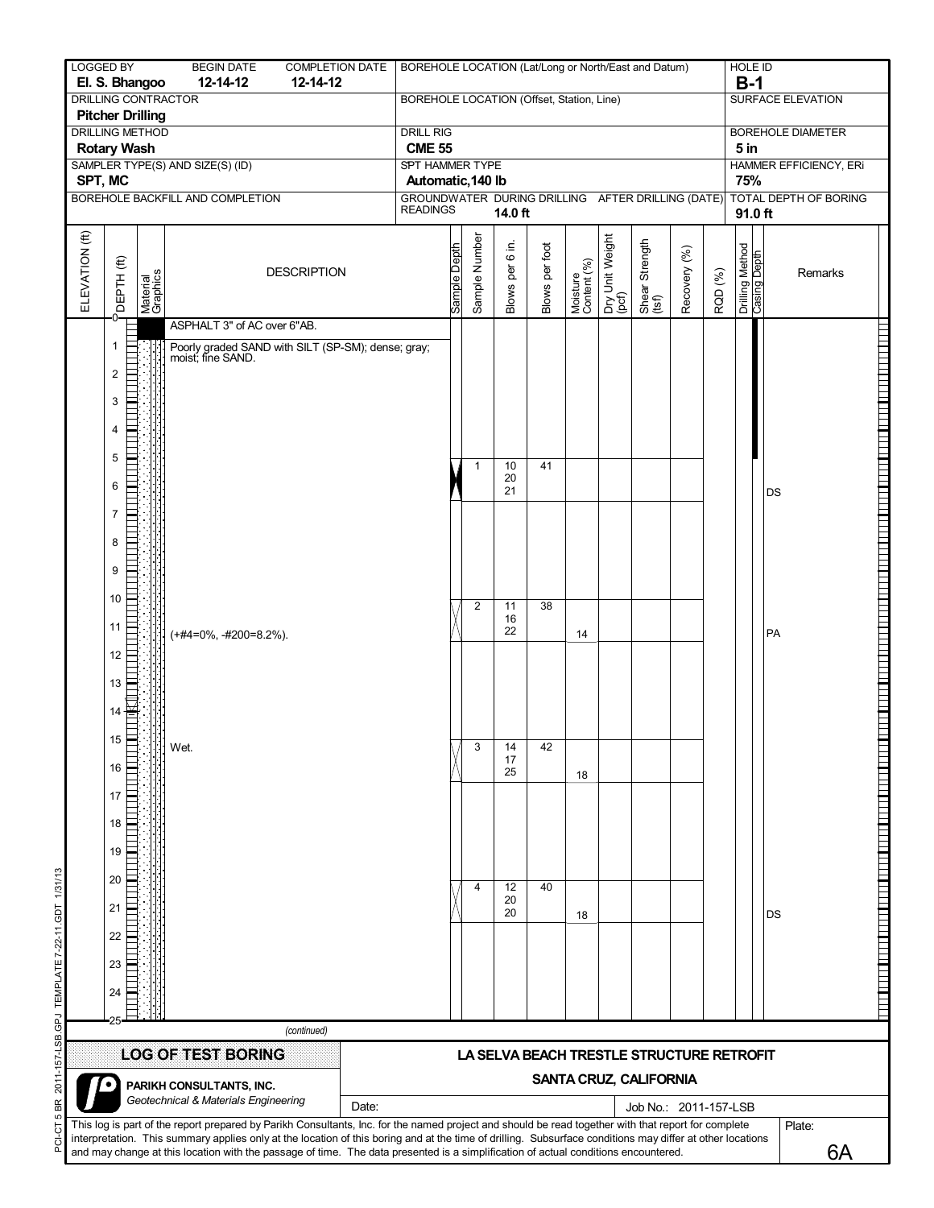| LOGGED BY | BEGIN DATE | COMPLETION DATE | BOREHOLE LOCATION (Lat/Long or North/East and Datum) | HOLE ID |
|---|---|---|---|---|
| El. S. Bhangoo | 12-14-12 | 12-14-12 | | B-1 |
| DRILLING CONTRACTOR | | | BOREHOLE LOCATION (Offset, Station, Line) | SURFACE ELEVATION |
| Pitcher Drilling | | | | |
| DRILLING METHOD | | | DRILL RIG | BOREHOLE DIAMETER |
| Rotary Wash | | | CME 55 | 5 in |
| SAMPLER TYPE(S) AND SIZE(S) (ID) | | | SPT HAMMER TYPE | HAMMER EFFICIENCY, ERi |
| SPT, MC | | | Automatic,140 lb | 75% |
| BOREHOLE BACKFILL AND COMPLETION | | | GROUNDWATER READINGS: DURING DRILLING 14.0 ft; AFTER DRILLING (DATE) | TOTAL DEPTH OF BORING |
| | | | | 91.0 ft |

| ELEVATION (ft) | DEPTH (ft) | DESCRIPTION | Sample Number | Blows per 6 in. | Blows per foot | Moisture Content (%) | Dry Unit Weight (pcf) | Shear Strength (tsf) | Recovery (%) | RQD (%) | Remarks |
|---|---|---|---|---|---|---|---|---|---|---|---|
| | 0 | ASPHALT 3" of AC over 6"AB. | | | | | | | | | |
| | 1 | Poorly graded SAND with SILT (SP-SM); dense; gray; moist; fine SAND. | | | | | | | | | |
| | 5 | | 1 | 10<br>20<br>21 | 41 | | | | | | DS |
| | 10 | | 2 | 11<br>16<br>22 | 38 | 14 | | | | | PA |
| | 11 | (+#4=0%, -#200=8.2%). | | | | | | | | | |
| | 15 | Wet. | 3 | 14<br>17<br>25 | 42 | 18 | | | | | |
| | 20 | | 4 | 12<br>20<br>20 | 40 | 18 | | | | | DS |
| | 25 | *(continued)* | | | | | | | | | |

**LOG OF TEST BORING**

**LA SELVA BEACH TRESTLE STRUCTURE RETROFIT**

**SANTA CRUZ, CALIFORNIA**

**PARIKH CONSULTANTS, INC.**
*Geotechnical & Materials Engineering*

Date:

Job No.: 2011-157-LSB

This log is part of the report prepared by Parikh Consultants, Inc. for the named project and should be read together with that report for complete interpretation. This summary applies only at the location of this boring and at the time of drilling. Subsurface conditions may differ at other locations and may change at this location with the passage of time. The data presented is a simplification of actual conditions encountered.

Plate: 6A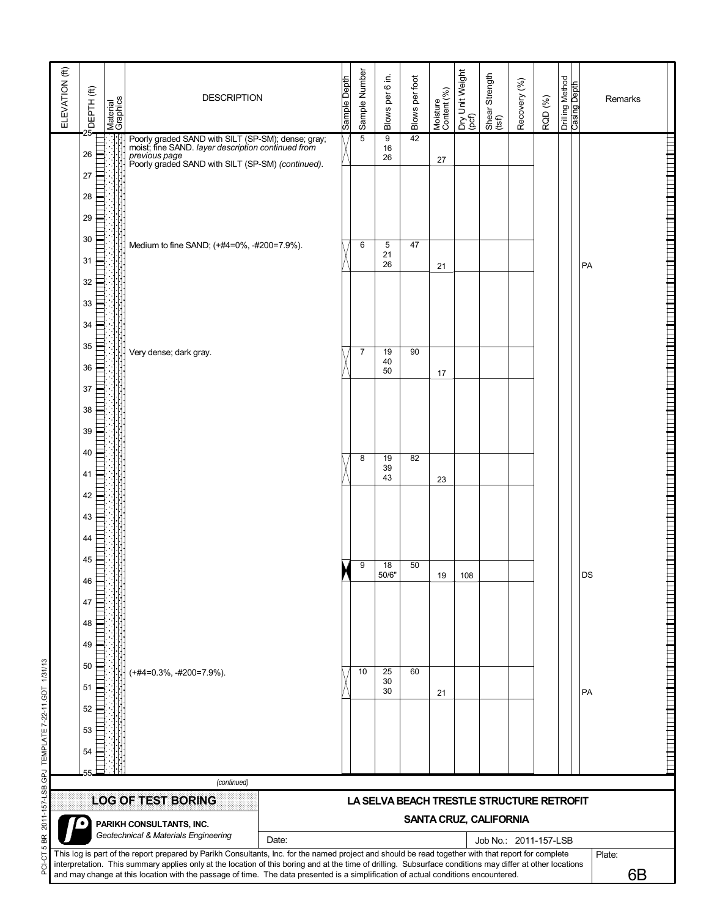| ELEVATION (ft) | DEPTH (ft) | Material Graphics | DESCRIPTION | Sample Depth | Sample Number | Blows per 6 in. | Blows per foot | Moisture Content (%) | Dry Unit Weight (pcf) | Shear Strength (tsf) | Recovery (%) | RQD (%) | Drilling Method | Casing Depth | Remarks |
|---|---|---|---|---|---|---|---|---|---|---|---|---|---|---|---|
| | 25 | | Poorly graded SAND with SILT (SP-SM); dense; gray; moist; fine SAND. *layer description continued from previous page* Poorly graded SAND with SILT (SP-SM) *(continued)*. | | 5 | 9 16 26 | 42 | 27 | | | | | | | |
| | 30 | | Medium to fine SAND; (+#4=0%, -#200=7.9%). | | 6 | 5 21 26 | 47 | 21 | | | | | | | PA |
| | 35 | | Very dense; dark gray. | | 7 | 19 40 50 | 90 | 17 | | | | | | | |
| | 40 | | | | 8 | 19 39 43 | 82 | 23 | | | | | | | |
| | 45 | | | | 9 | 18 50/6" | 50 | 19 | 108 | | | | | | DS |
| | 50 | | (+#4=0.3%, -#200=7.9%). | | 10 | 25 30 30 | 60 | 21 | | | | | | | PA |
| | 55 | | | | | | | | | | | | | | |

*(continued)*

**LOG OF TEST BORING**

**LA SELVA BEACH TRESTLE STRUCTURE RETROFIT**

**SANTA CRUZ, CALIFORNIA**

**PARIKH CONSULTANTS, INC.**
*Geotechnical & Materials Engineering*

Date:

Job No.: 2011-157-LSB

This log is part of the report prepared by Parikh Consultants, Inc. for the named project and should be read together with that report for complete interpretation. This summary applies only at the location of this boring and at the time of drilling. Subsurface conditions may differ at other locations and may change at this location with the passage of time. The data presented is a simplification of actual conditions encountered.

Plate: 6B

PCI-CT 5 BR 2011-157-LSB.GPJ TEMPLATE 7-22-11.GDT 1/31/13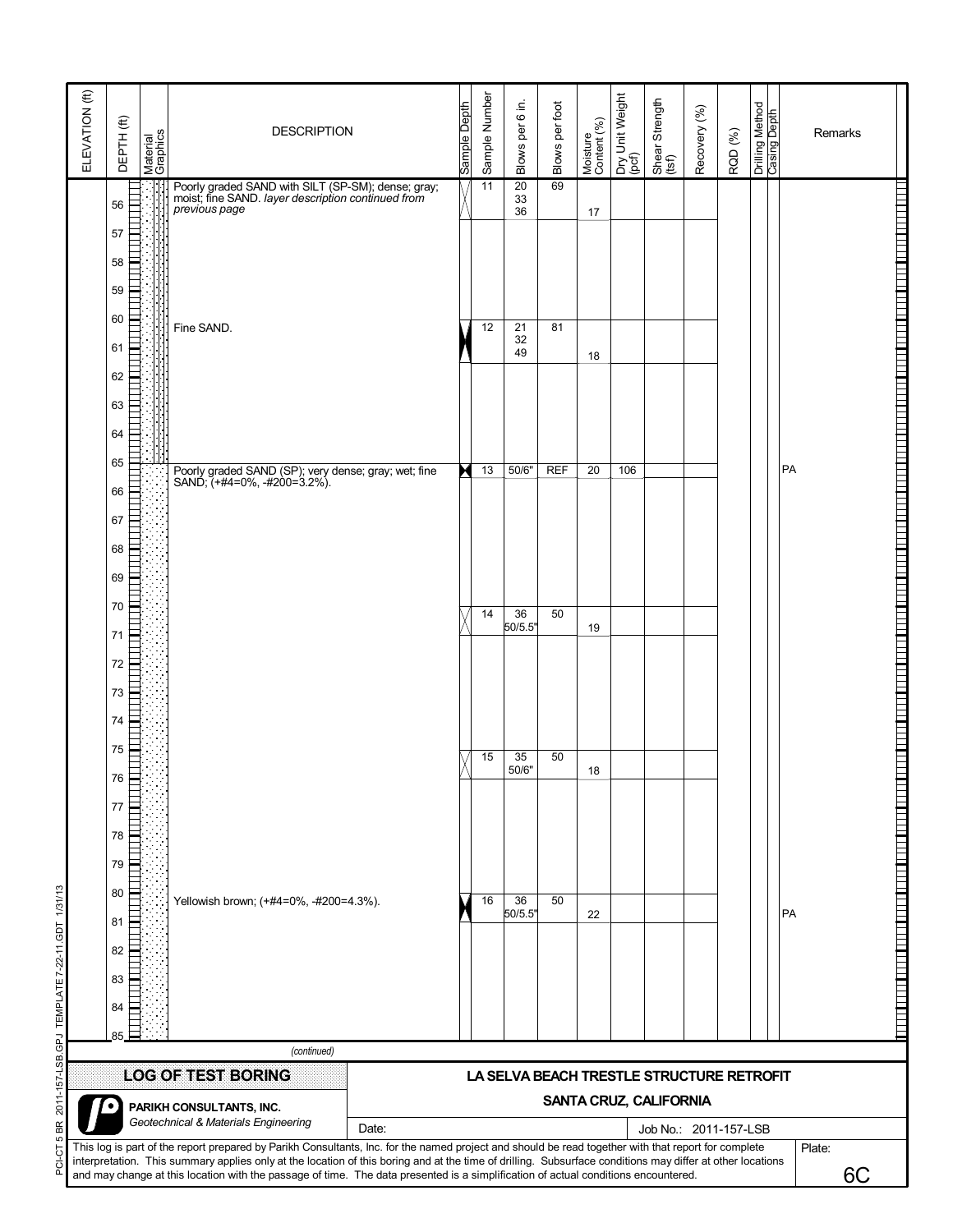| ELEVATION (ft) | DEPTH (ft) | Material Graphics | DESCRIPTION | Sample Depth | Sample Number | Blows per 6 in. | Blows per foot | Moisture Content (%) | Dry Unit Weight (pcf) | Shear Strength (tsf) | Recovery (%) | RQD (%) | Drilling Method | Casing Depth | Remarks |
|---|---|---|---|---|---|---|---|---|---|---|---|---|---|---|---|
| | 56 | | Poorly graded SAND with SILT (SP-SM); dense; gray; moist; fine SAND. *layer description continued from previous page* | | 11 | 20 33 36 | 69 | 17 | | | | | | | |
| | 60 | | Fine SAND. | | 12 | 21 32 49 | 81 | 18 | | | | | | | |
| | 65 | | Poorly graded SAND (SP); very dense; gray; wet; fine SAND; (+#4=0%, -#200=3.2%). | | 13 | 50/6" | REF | 20 | 106 | | | | | | PA |
| | 70 | | | | 14 | 36 50/5.5" | 50 | 19 | | | | | | | |
| | 75 | | | | 15 | 35 50/6" | 50 | 18 | | | | | | | |
| | 80 | | Yellowish brown; (+#4=0%, -#200=4.3%). | | 16 | 36 50/5.5" | 50 | 22 | | | | | | | PA |
| | 85 | | | | | | | | | | | | | | |

*(continued)*

**LOG OF TEST BORING**

**LA SELVA BEACH TRESTLE STRUCTURE RETROFIT**

**SANTA CRUZ, CALIFORNIA**

**PARIKH CONSULTANTS, INC.**
*Geotechnical & Materials Engineering*

Date:

Job No.: 2011-157-LSB

This log is part of the report prepared by Parikh Consultants, Inc. for the named project and should be read together with that report for complete interpretation. This summary applies only at the location of this boring and at the time of drilling. Subsurface conditions may differ at other locations and may change at this location with the passage of time. The data presented is a simplification of actual conditions encountered.

Plate: 6C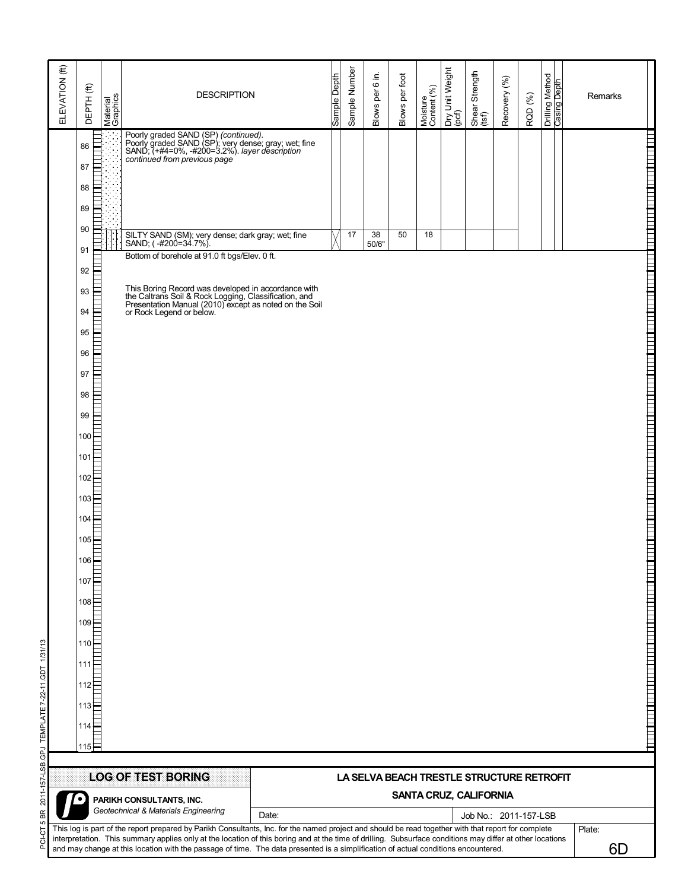| ELEVATION (ft) | DEPTH (ft) | Material Graphics | DESCRIPTION | Sample Depth | Sample Number | Blows per 6 in. | Blows per foot | Moisture Content (%) | Dry Unit Weight (pcf) | Shear Strength (tsf) | Recovery (%) | RQD (%) | Drilling Method | Casing Depth | Remarks |
|---|---|---|---|---|---|---|---|---|---|---|---|---|---|---|---|
| | 86 | | Poorly graded SAND (SP) *(continued).* Poorly graded SAND (SP); very dense; gray; wet; fine SAND; (+#4=0%, -#200=3.2%). *layer description continued from previous page* | | | | | | | | | | | | |
| | 90 | | SILTY SAND (SM); very dense; dark gray; wet; fine SAND; ( -#200=34.7%). | | 17 | 38 50/6" | 50 | 18 | | | | | | | |
| | 91 | | Bottom of borehole at 91.0 ft bgs/Elev. 0 ft. | | | | | | | | | | | | |

This Boring Record was developed in accordance with the Caltrans Soil & Rock Logging, Classification, and Presentation Manual (2010) except as noted on the Soil or Rock Legend or below.

**LOG OF TEST BORING**

**PARIKH CONSULTANTS, INC.**
*Geotechnical & Materials Engineering*

**LA SELVA BEACH TRESTLE STRUCTURE RETROFIT**

**SANTA CRUZ, CALIFORNIA**

Date:

Job No.: 2011-157-LSB

This log is part of the report prepared by Parikh Consultants, Inc. for the named project and should be read together with that report for complete interpretation. This summary applies only at the location of this boring and at the time of drilling. Subsurface conditions may differ at other locations and may change at this location with the passage of time. The data presented is a simplification of actual conditions encountered.

Plate: 6D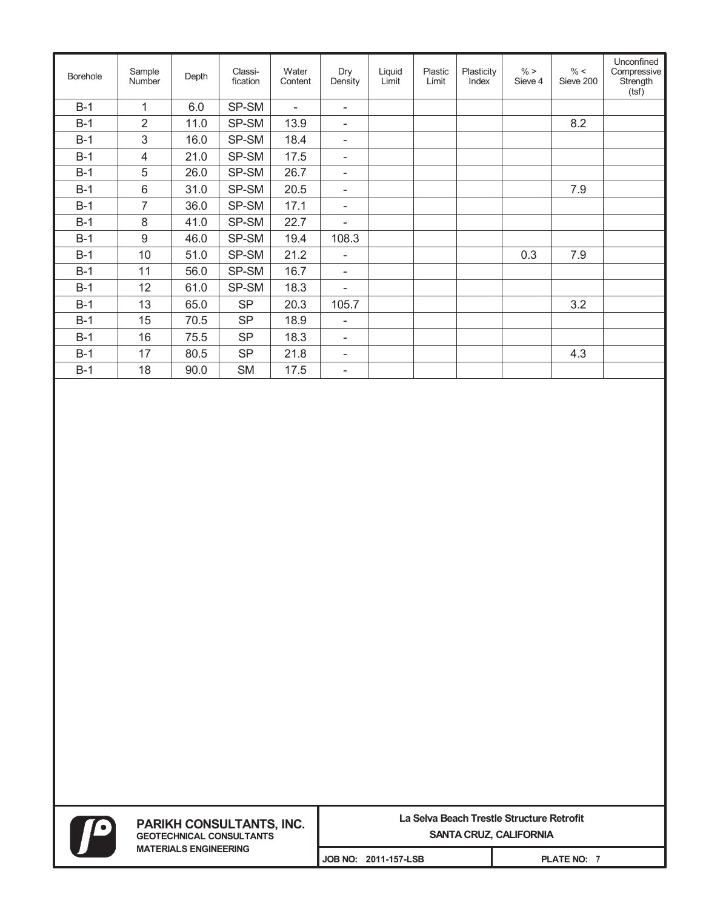| Borehole | Sample Number | Depth | Classi-fication | Water Content | Dry Density | Liquid Limit | Plastic Limit | Plasticity Index | % > Sieve 4 | % < Sieve 200 | Unconfined Compressive Strength (tsf) |
|---|---|---|---|---|---|---|---|---|---|---|---|
| B-1 | 1 | 6.0 | SP-SM | - | - | | | | | | |
| B-1 | 2 | 11.0 | SP-SM | 13.9 | - | | | | | 8.2 | |
| B-1 | 3 | 16.0 | SP-SM | 18.4 | - | | | | | | |
| B-1 | 4 | 21.0 | SP-SM | 17.5 | - | | | | | | |
| B-1 | 5 | 26.0 | SP-SM | 26.7 | - | | | | | | |
| B-1 | 6 | 31.0 | SP-SM | 20.5 | - | | | | | 7.9 | |
| B-1 | 7 | 36.0 | SP-SM | 17.1 | - | | | | | | |
| B-1 | 8 | 41.0 | SP-SM | 22.7 | - | | | | | | |
| B-1 | 9 | 46.0 | SP-SM | 19.4 | 108.3 | | | | | | |
| B-1 | 10 | 51.0 | SP-SM | 21.2 | - | | | | 0.3 | 7.9 | |
| B-1 | 11 | 56.0 | SP-SM | 16.7 | - | | | | | | |
| B-1 | 12 | 61.0 | SP-SM | 18.3 | - | | | | | | |
| B-1 | 13 | 65.0 | SP | 20.3 | 105.7 | | | | | 3.2 | |
| B-1 | 15 | 70.5 | SP | 18.9 | - | | | | | | |
| B-1 | 16 | 75.5 | SP | 18.3 | - | | | | | | |
| B-1 | 17 | 80.5 | SP | 21.8 | - | | | | | 4.3 | |
| B-1 | 18 | 90.0 | SM | 17.5 | - | | | | | | |

**PARIKH CONSULTANTS, INC.**
**GEOTECHNICAL CONSULTANTS**
**MATERIALS ENGINEERING**

**La Selva Beach Trestle Structure Retrofit**
**SANTA CRUZ, CALIFORNIA**

**JOB NO: 2011-157-LSB** | **PLATE NO: 7**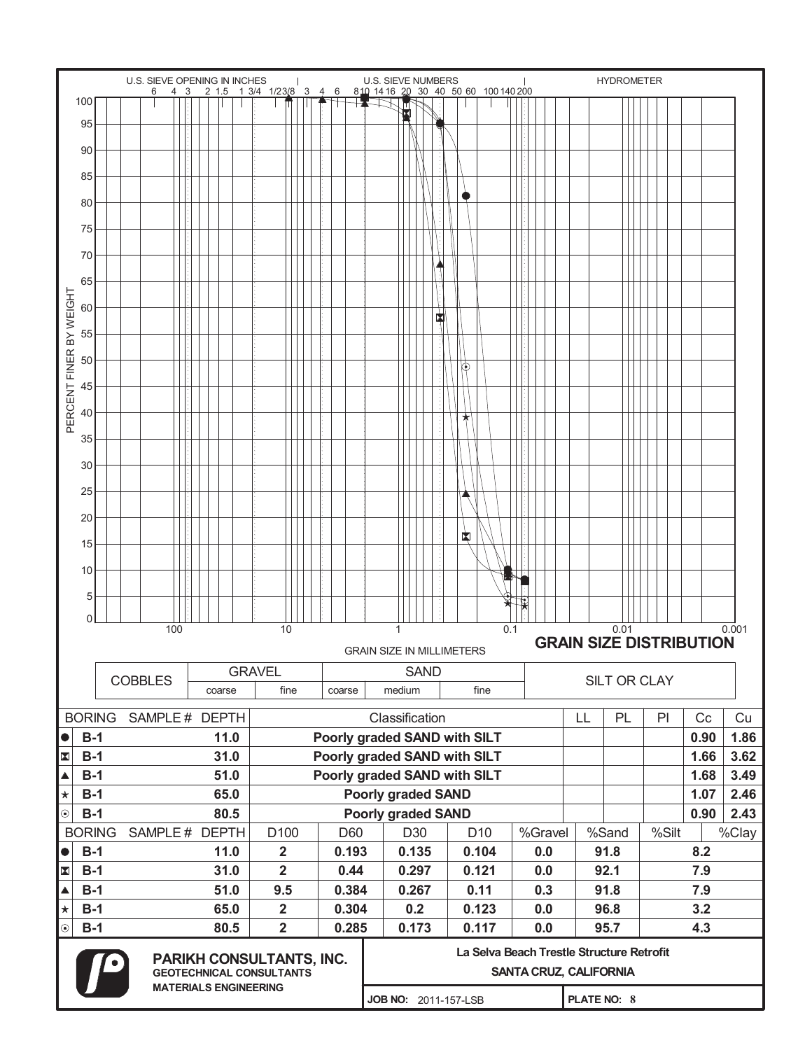# GRAIN SIZE DISTRIBUTION

U.S. SIEVE OPENING IN INCHES: 6 4 3 2 1.5 1 3/4 1/2 3/8 3 | U.S. SIEVE NUMBERS: 4 6 8 10 14 16 20 30 40 50 60 100 140 200 | HYDROMETER

PERCENT FINER BY WEIGHT (0–100) vs. GRAIN SIZE IN MILLIMETERS (100, 10, 1, 0.1, 0.01, 0.001)

| COBBLES | GRAVEL | | SAND | | | SILT OR CLAY |
|---|---|---|---|---|---|---|
| | coarse | fine | coarse | medium | fine | |

| | BORING | SAMPLE # | DEPTH | Classification | LL | PL | PI | Cc | Cu |
|---|---|---|---|---|---|---|---|---|---|
| ● | B-1 | | 11.0 | Poorly graded SAND with SILT | | | | 0.90 | 1.86 |
| ⧗ | B-1 | | 31.0 | Poorly graded SAND with SILT | | | | 1.66 | 3.62 |
| ▲ | B-1 | | 51.0 | Poorly graded SAND with SILT | | | | 1.68 | 3.49 |
| ★ | B-1 | | 65.0 | Poorly graded SAND | | | | 1.07 | 2.46 |
| ⊙ | B-1 | | 80.5 | Poorly graded SAND | | | | 0.90 | 2.43 |

| | BORING | SAMPLE # | DEPTH | D100 | D60 | D30 | D10 | %Gravel | %Sand | %Silt | %Clay |
|---|---|---|---|---|---|---|---|---|---|---|---|
| ● | B-1 | | 11.0 | 2 | 0.193 | 0.135 | 0.104 | 0.0 | 91.8 | 8.2 | |
| ⧗ | B-1 | | 31.0 | 2 | 0.44 | 0.297 | 0.121 | 0.0 | 92.1 | 7.9 | |
| ▲ | B-1 | | 51.0 | 9.5 | 0.384 | 0.267 | 0.11 | 0.3 | 91.8 | 7.9 | |
| ★ | B-1 | | 65.0 | 2 | 0.304 | 0.2 | 0.123 | 0.0 | 96.8 | 3.2 | |
| ⊙ | B-1 | | 80.5 | 2 | 0.285 | 0.173 | 0.117 | 0.0 | 95.7 | 4.3 | |

**PARIKH CONSULTANTS, INC.**
GEOTECHNICAL CONSULTANTS
MATERIALS ENGINEERING

**La Selva Beach Trestle Structure Retrofit**
**SANTA CRUZ, CALIFORNIA**

**JOB NO:** 2011-157-LSB | **PLATE NO: 8**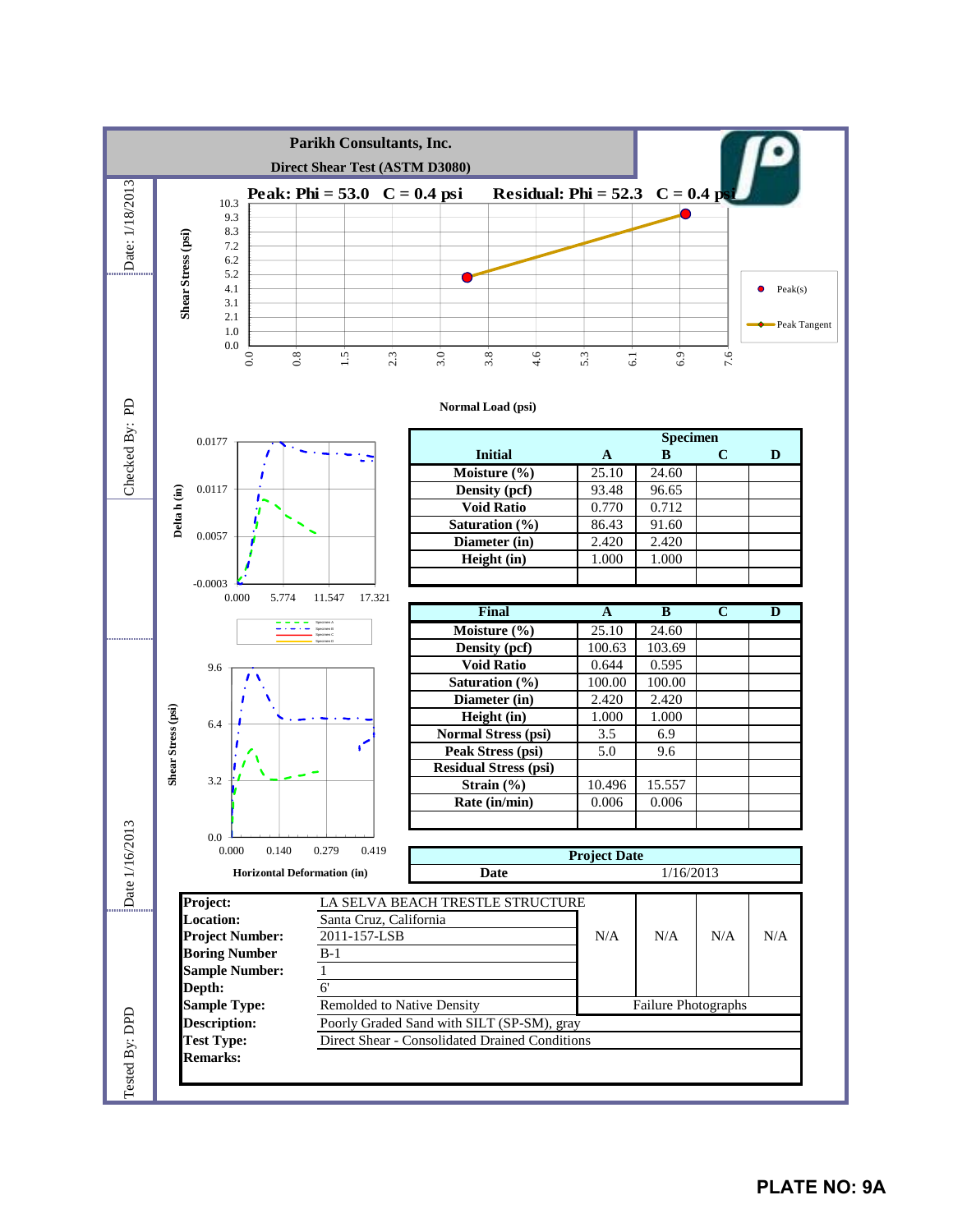# Parikh Consultants, Inc.

## Direct Shear Test (ASTM D3080)

**Peak: Phi = 53.0  C = 0.4 psi  Residual: Phi = 52.3  C = 0.4 psi**

Shear Stress (psi): 0.0, 1.0, 2.1, 3.1, 4.1, 5.2, 6.2, 7.2, 8.3, 9.3, 10.3

Normal Load (psi): 0.0, 0.8, 1.5, 2.3, 3.0, 3.8, 4.6, 5.3, 6.1, 6.9, 7.6

Legend: Peak(s); Peak Tangent

Delta h (in): -0.0003, 0.0057, 0.0117, 0.0177 — 0.000, 5.774, 11.547, 17.321

Shear Stress (psi): 0.0, 3.2, 6.4, 9.6 — Horizontal Deformation (in): 0.000, 0.140, 0.279, 0.419

| Initial | Specimen A | Specimen B | Specimen C | Specimen D |
|---|---|---|---|---|
| Moisture (%) | 25.10 | 24.60 | | |
| Density (pcf) | 93.48 | 96.65 | | |
| Void Ratio | 0.770 | 0.712 | | |
| Saturation (%) | 86.43 | 91.60 | | |
| Diameter (in) | 2.420 | 2.420 | | |
| Height (in) | 1.000 | 1.000 | | |

| Final | A | B | C | D |
|---|---|---|---|---|
| Moisture (%) | 25.10 | 24.60 | | |
| Density (pcf) | 100.63 | 103.69 | | |
| Void Ratio | 0.644 | 0.595 | | |
| Saturation (%) | 100.00 | 100.00 | | |
| Diameter (in) | 2.420 | 2.420 | | |
| Height (in) | 1.000 | 1.000 | | |
| Normal Stress (psi) | 3.5 | 6.9 | | |
| Peak Stress (psi) | 5.0 | 9.6 | | |
| Residual Stress (psi) | | | | |
| Strain (%) | 10.496 | 15.557 | | |
| Rate (in/min) | 0.006 | 0.006 | | |

| Project Date | |
|---|---|
| Date | 1/16/2013 |

| | |
|---|---|
| **Project:** | LA SELVA BEACH TRESTLE STRUCTURE |
| **Location:** | Santa Cruz, California |
| **Project Number:** | 2011-157-LSB |
| **Boring Number** | B-1 |
| **Sample Number:** | 1 |
| **Depth:** | 6' |
| **Sample Type:** | Remolded to Native Density |
| **Description:** | Poorly Graded Sand with SILT (SP-SM), gray |
| **Test Type:** | Direct Shear - Consolidated Drained Conditions |
| **Remarks:** | |

Failure Photographs: N/A | N/A | N/A | N/A

Tested By: DPD  Date 1/16/2013  Checked By: PD  Date: 1/18/2013

**PLATE NO: 9A**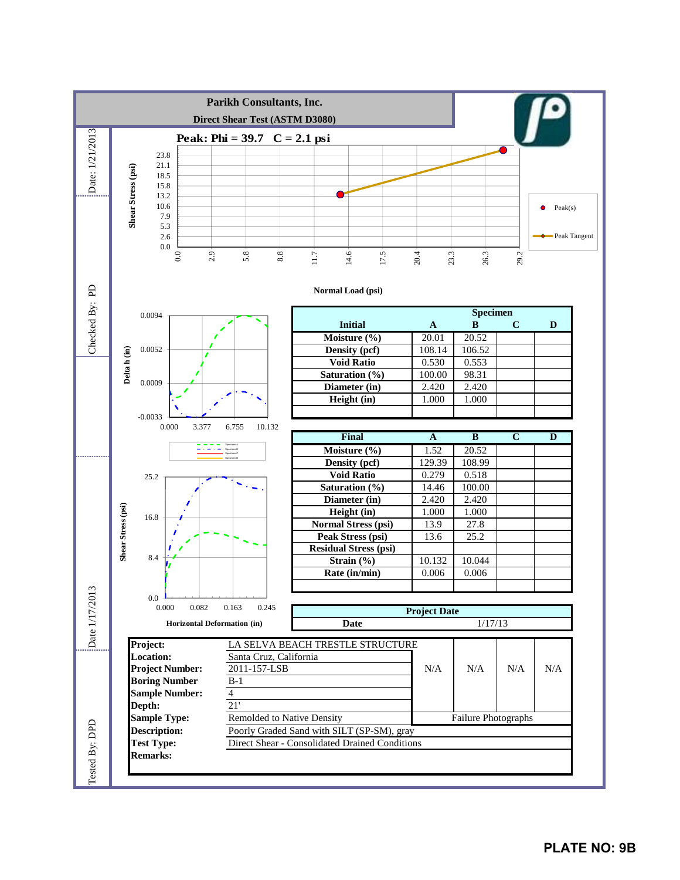# Parikh Consultants, Inc.

## Direct Shear Test (ASTM D3080)

Date: 1/21/2013

Checked By: PD

Date 1/17/2013

Tested By: DPD

**Peak: Phi = 39.7 C = 2.1 psi**

Shear Stress (psi): 0.0, 2.6, 5.3, 7.9, 10.6, 13.2, 15.8, 18.5, 21.1, 23.8

Normal Load (psi): 0.0, 2.9, 5.8, 8.8, 11.7, 14.6, 17.5, 20.4, 23.3, 26.3, 29.2

Peak(s)

Peak Tangent

Delta h (in): -0.0033, 0.0009, 0.0052, 0.0094

0.000, 3.377, 6.755, 10.132

Specimen A, Specimen B, Specimen C, Specimen D

Shear Stress (psi): 0.0, 8.4, 16.8, 25.2

Horizontal Deformation (in): 0.000, 0.082, 0.163, 0.245

| Initial | Specimen A | B | C | D |
|---|---|---|---|---|
| Moisture (%) | 20.01 | 20.52 | | |
| Density (pcf) | 108.14 | 106.52 | | |
| Void Ratio | 0.530 | 0.553 | | |
| Saturation (%) | 100.00 | 98.31 | | |
| Diameter (in) | 2.420 | 2.420 | | |
| Height (in) | 1.000 | 1.000 | | |

| Final | A | B | C | D |
|---|---|---|---|---|
| Moisture (%) | 1.52 | 20.52 | | |
| Density (pcf) | 129.39 | 108.99 | | |
| Void Ratio | 0.279 | 0.518 | | |
| Saturation (%) | 14.46 | 100.00 | | |
| Diameter (in) | 2.420 | 2.420 | | |
| Height (in) | 1.000 | 1.000 | | |
| Normal Stress (psi) | 13.9 | 27.8 | | |
| Peak Stress (psi) | 13.6 | 25.2 | | |
| Residual Stress (psi) | | | | |
| Strain (%) | 10.132 | 10.044 | | |
| Rate (in/min) | 0.006 | 0.006 | | |

| Project Date | |
|---|---|
| Date | 1/17/13 |

| | | | | | |
|---|---|---|---|---|---|
| **Project:** | LA SELVA BEACH TRESTLE STRUCTURE | | | | |
| **Location:** | Santa Cruz, California | N/A | N/A | N/A | N/A |
| **Project Number:** | 2011-157-LSB | | | | |
| **Boring Number** | B-1 | | | | |
| **Sample Number:** | 4 | | | | |
| **Depth:** | 21' | | | | |
| **Sample Type:** | Remolded to Native Density | Failure Photographs | | | |
| **Description:** | Poorly Graded Sand with SILT (SP-SM), gray | | | | |
| **Test Type:** | Direct Shear - Consolidated Drained Conditions | | | | |
| **Remarks:** | | | | | |

**PLATE NO: 9B**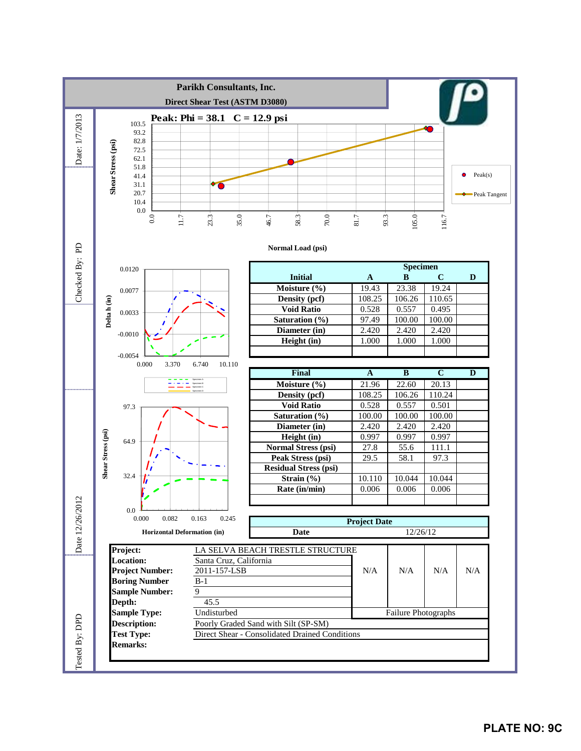# Parikh Consultants, Inc.

## Direct Shear Test (ASTM D3080)

**Peak: Phi = 38.1 C = 12.9 psi**

Shear Stress (psi): 0.0, 10.4, 20.7, 31.1, 41.4, 51.8, 62.1, 72.5, 82.8, 93.2, 103.5

Normal Load (psi): 0.0, 11.7, 23.3, 35.0, 46.7, 58.3, 70.0, 81.7, 93.3, 105.0, 116.7

Legend: Peak(s), Peak Tangent

Delta h (in): 0.0120, 0.0077, 0.0033, -0.0010, -0.0054

0.000, 3.370, 6.740, 10.110

Specimen A, Specimen B, Specimen C, Specimen D

Shear Stress (psi): 97.3, 64.9, 32.4, 0.0

Horizontal Deformation (in): 0.000, 0.082, 0.163, 0.245

| Initial | Specimen A | Specimen B | Specimen C | Specimen D |
|---|---|---|---|---|
| Moisture (%) | 19.43 | 23.38 | 19.24 | |
| Density (pcf) | 108.25 | 106.26 | 110.65 | |
| Void Ratio | 0.528 | 0.557 | 0.495 | |
| Saturation (%) | 97.49 | 100.00 | 100.00 | |
| Diameter (in) | 2.420 | 2.420 | 2.420 | |
| Height (in) | 1.000 | 1.000 | 1.000 | |

| Final | A | B | C | D |
|---|---|---|---|---|
| Moisture (%) | 21.96 | 22.60 | 20.13 | |
| Density (pcf) | 108.25 | 106.26 | 110.24 | |
| Void Ratio | 0.528 | 0.557 | 0.501 | |
| Saturation (%) | 100.00 | 100.00 | 100.00 | |
| Diameter (in) | 2.420 | 2.420 | 2.420 | |
| Height (in) | 0.997 | 0.997 | 0.997 | |
| Normal Stress (psi) | 27.8 | 55.6 | 111.1 | |
| Peak Stress (psi) | 29.5 | 58.1 | 97.3 | |
| Residual Stress (psi) | | | | |
| Strain (%) | 10.110 | 10.044 | 10.044 | |
| Rate (in/min) | 0.006 | 0.006 | 0.006 | |

| Project Date | |
|---|---|
| Date | 12/26/12 |

| | |
|---|---|
| **Project:** | LA SELVA BEACH TRESTLE STRUCTURE |
| **Location:** | Santa Cruz, California |
| **Project Number:** | 2011-157-LSB |
| **Boring Number** | B-1 |
| **Sample Number:** | 9 |
| **Depth:** | 45.5 |
| **Sample Type:** | Undisturbed |
| **Description:** | Poorly Graded Sand with Silt (SP-SM) |
| **Test Type:** | Direct Shear - Consolidated Drained Conditions |
| **Remarks:** | |

Failure Photographs: N/A | N/A | N/A | N/A

Date: 1/7/2013 | Checked By: PD | Date 12/26/2012 | Tested By: DPD

**PLATE NO: 9C**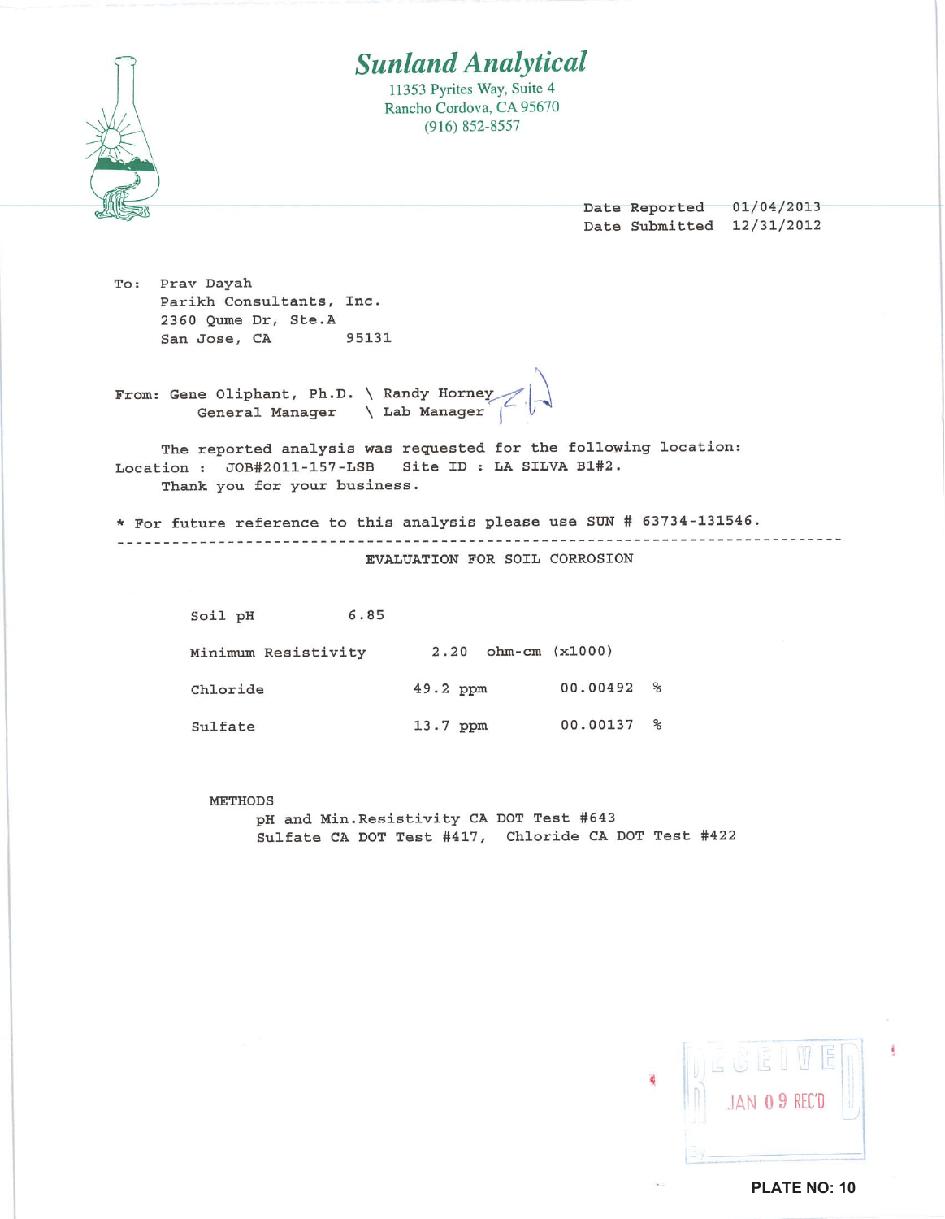# Sunland Analytical

11353 Pyrites Way, Suite 4
Rancho Cordova, CA 95670
(916) 852-8557

Date Reported 01/04/2013
Date Submitted 12/31/2012

To: Prav Dayah
Parikh Consultants, Inc.
2360 Qume Dr, Ste.A
San Jose, CA 95131

From: Gene Oliphant, Ph.D. \ Randy Horney
General Manager \ Lab Manager

The reported analysis was requested for the following location:
Location : JOB#2011-157-LSB Site ID : LA SILVA B1#2.
Thank you for your business.

* For future reference to this analysis please use SUN # 63734-131546.

---

EVALUATION FOR SOIL CORROSION

| | | |
|---|---|---|
| Soil pH | 6.85 | |
| Minimum Resistivity | 2.20 ohm-cm (x1000) | |
| Chloride | 49.2 ppm | 00.00492 % |
| Sulfate | 13.7 ppm | 00.00137 % |

METHODS
pH and Min.Resistivity CA DOT Test #643
Sulfate CA DOT Test #417, Chloride CA DOT Test #422

RECEIVED
JAN 09 REC'D

PLATE NO: 10